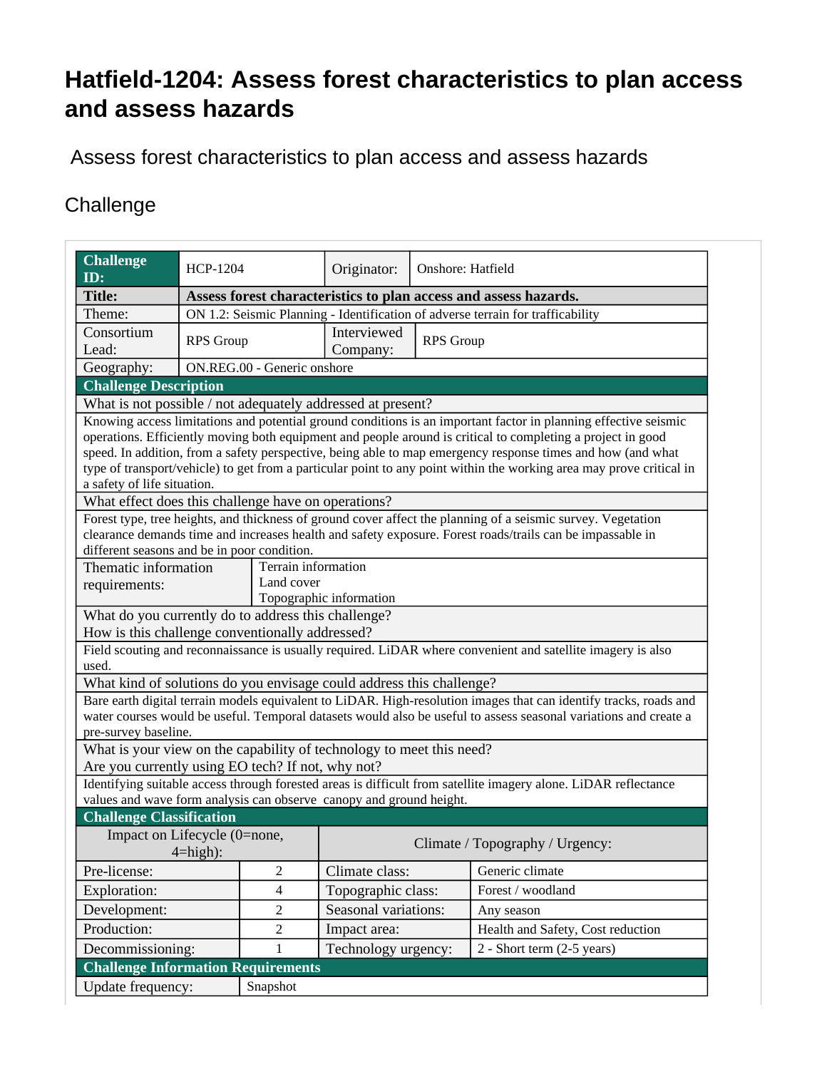# Hatfield-1204: Assess forest characteristics to plan access and assess hazards

Assess forest characteristics to plan access and assess hazards

## Challenge

| **Challenge ID:** | HCP-1204 | Originator: | Onshore: Hatfield |
|---|---|---|---|
| **Title:** | **Assess forest characteristics to plan access and assess hazards.** | | |
| Theme: | ON 1.2: Seismic Planning - Identification of adverse terrain for trafficability | | |
| Consortium Lead: | RPS Group | Interviewed Company: | RPS Group |
| Geography: | ON.REG.00 - Generic onshore | | |

| **Challenge Description** | |
|---|---|
| What is not possible / not adequately addressed at present? | |
| Knowing access limitations and potential ground conditions is an important factor in planning effective seismic operations. Efficiently moving both equipment and people around is critical to completing a project in good speed. In addition, from a safety perspective, being able to map emergency response times and how (and what type of transport/vehicle) to get from a particular point to any point within the working area may prove critical in a safety of life situation. | |
| What effect does this challenge have on operations? | |
| Forest type, tree heights, and thickness of ground cover affect the planning of a seismic survey. Vegetation clearance demands time and increases health and safety exposure. Forest roads/trails can be impassable in different seasons and be in poor condition. | |
| Thematic information requirements: | Terrain information<br>Land cover<br>Topographic information |
| What do you currently do to address this challenge?<br>How is this challenge conventionally addressed? | |
| Field scouting and reconnaissance is usually required. LiDAR where convenient and satellite imagery is also used. | |
| What kind of solutions do you envisage could address this challenge? | |
| Bare earth digital terrain models equivalent to LiDAR. High-resolution images that can identify tracks, roads and water courses would be useful. Temporal datasets would also be useful to assess seasonal variations and create a pre-survey baseline. | |
| What is your view on the capability of technology to meet this need?<br>Are you currently using EO tech? If not, why not? | |
| Identifying suitable access through forested areas is difficult from satellite imagery alone. LiDAR reflectance values and wave form analysis can observe canopy and ground height. | |

| **Challenge Classification** | | | |
|---|---|---|---|
| Impact on Lifecycle (0=none, 4=high): | | Climate / Topography / Urgency: | |
| Pre-license: | 2 | Climate class: | Generic climate |
| Exploration: | 4 | Topographic class: | Forest / woodland |
| Development: | 2 | Seasonal variations: | Any season |
| Production: | 2 | Impact area: | Health and Safety, Cost reduction |
| Decommissioning: | 1 | Technology urgency: | 2 - Short term (2-5 years) |

| **Challenge Information Requirements** | |
|---|---|
| Update frequency: | Snapshot |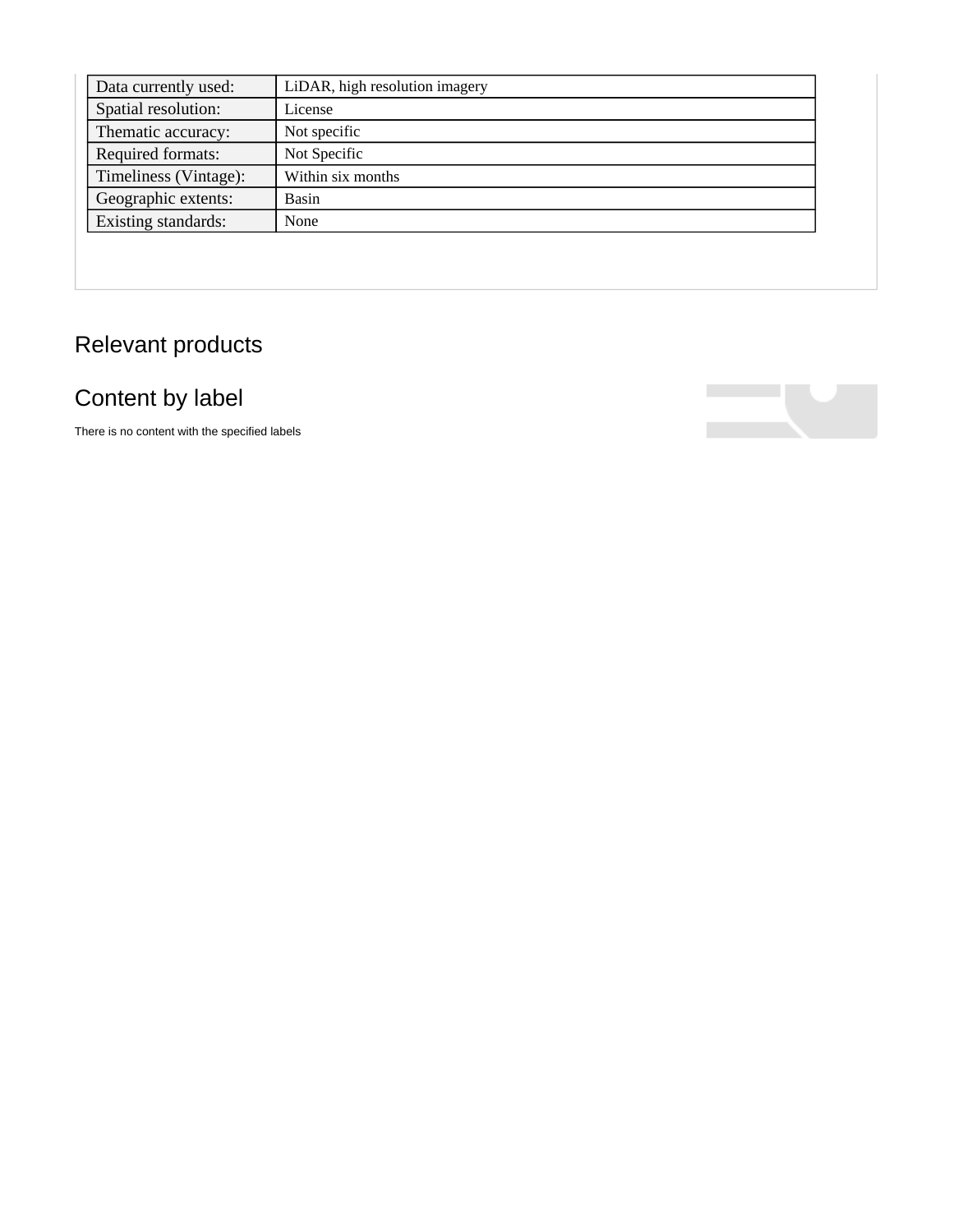| | |
|---|---|
| Data currently used: | LiDAR, high resolution imagery |
| Spatial resolution: | License |
| Thematic accuracy: | Not specific |
| Required formats: | Not Specific |
| Timeliness (Vintage): | Within six months |
| Geographic extents: | Basin |
| Existing standards: | None |

## Relevant products

## Content by label

There is no content with the specified labels